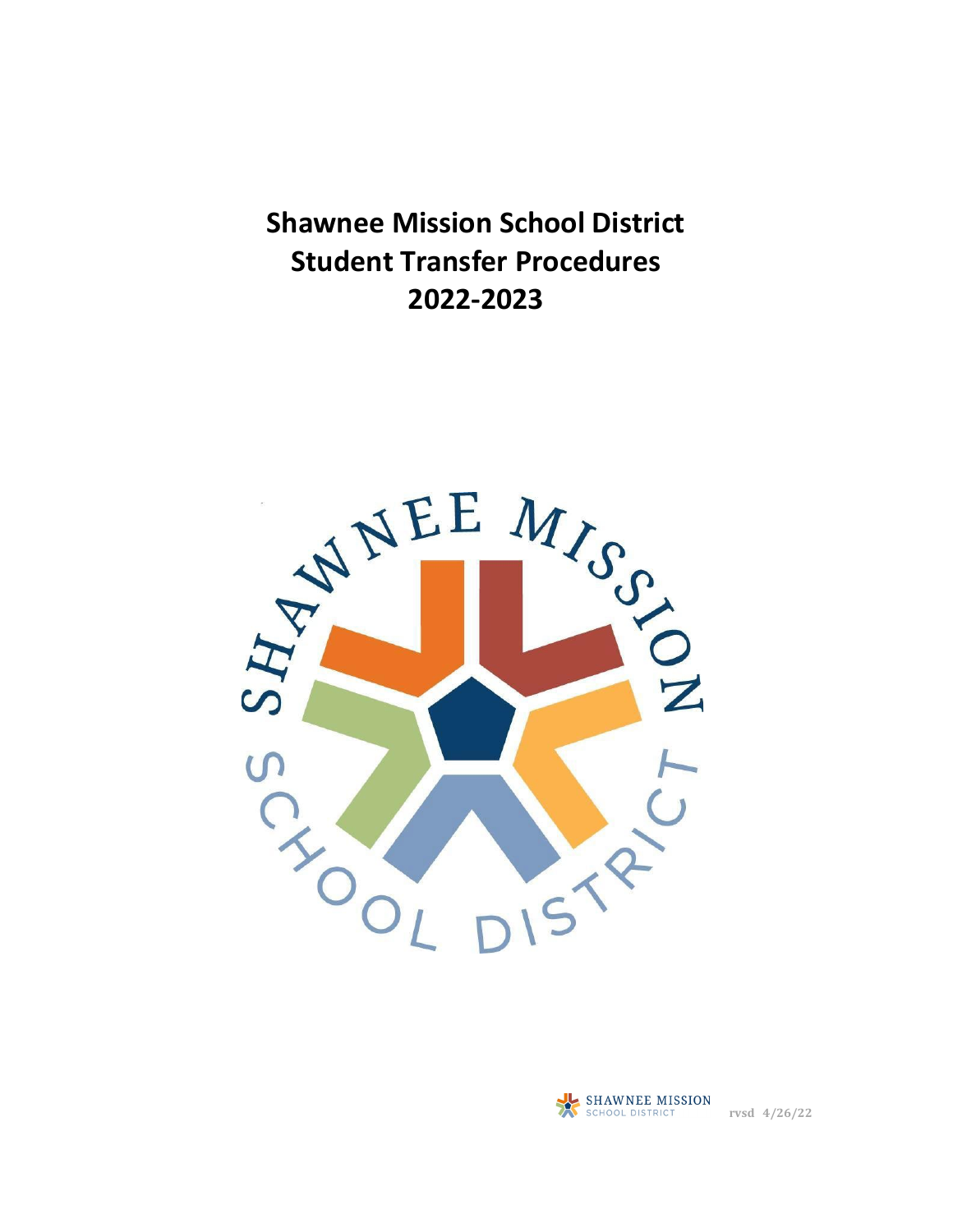# Shawnee Mission School District
# Student Transfer Procedures
# 2022-2023

rvsd 4/26/22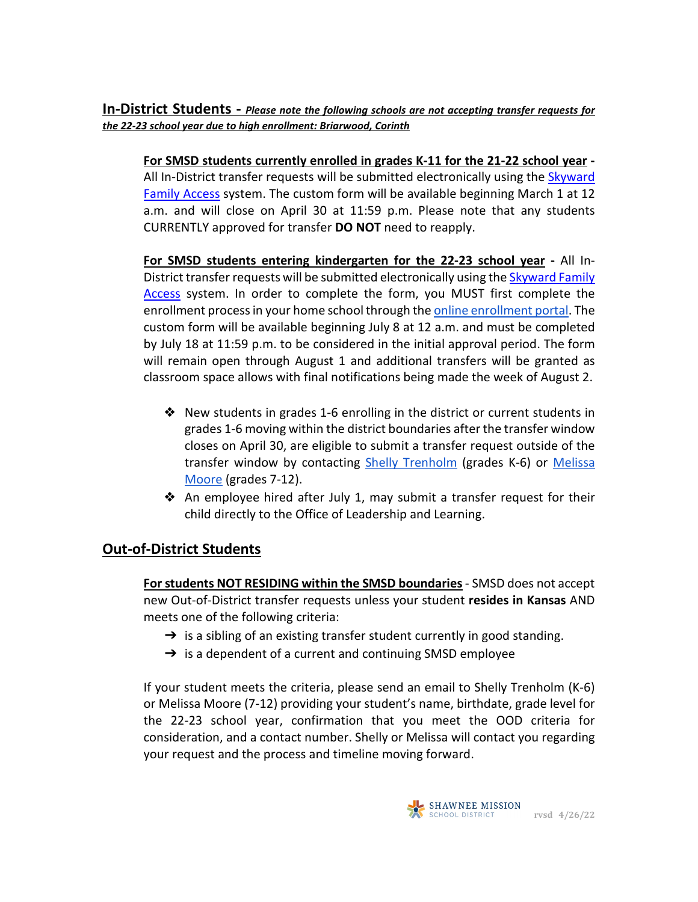## In-District Students - ***Please note the following schools are not accepting transfer requests for the 22-23 school year due to high enrollment: Briarwood, Corinth***

**For SMSD students currently enrolled in grades K-11 for the 21-22 school year -** All In-District transfer requests will be submitted electronically using the Skyward Family Access system. The custom form will be available beginning March 1 at 12 a.m. and will close on April 30 at 11:59 p.m. Please note that any students CURRENTLY approved for transfer **DO NOT** need to reapply.

**For SMSD students entering kindergarten for the 22-23 school year -** All In-District transfer requests will be submitted electronically using the Skyward Family Access system. In order to complete the form, you MUST first complete the enrollment process in your home school through the online enrollment portal. The custom form will be available beginning July 8 at 12 a.m. and must be completed by July 18 at 11:59 p.m. to be considered in the initial approval period. The form will remain open through August 1 and additional transfers will be granted as classroom space allows with final notifications being made the week of August 2.

- New students in grades 1-6 enrolling in the district or current students in grades 1-6 moving within the district boundaries after the transfer window closes on April 30, are eligible to submit a transfer request outside of the transfer window by contacting Shelly Trenholm (grades K-6) or Melissa Moore (grades 7-12).
- An employee hired after July 1, may submit a transfer request for their child directly to the Office of Leadership and Learning.

## Out-of-District Students

**For students NOT RESIDING within the SMSD boundaries** - SMSD does not accept new Out-of-District transfer requests unless your student **resides in Kansas** AND meets one of the following criteria:

- is a sibling of an existing transfer student currently in good standing.
- is a dependent of a current and continuing SMSD employee

If your student meets the criteria, please send an email to Shelly Trenholm (K-6) or Melissa Moore (7-12) providing your student's name, birthdate, grade level for the 22-23 school year, confirmation that you meet the OOD criteria for consideration, and a contact number. Shelly or Melissa will contact you regarding your request and the process and timeline moving forward.

rvsd 4/26/22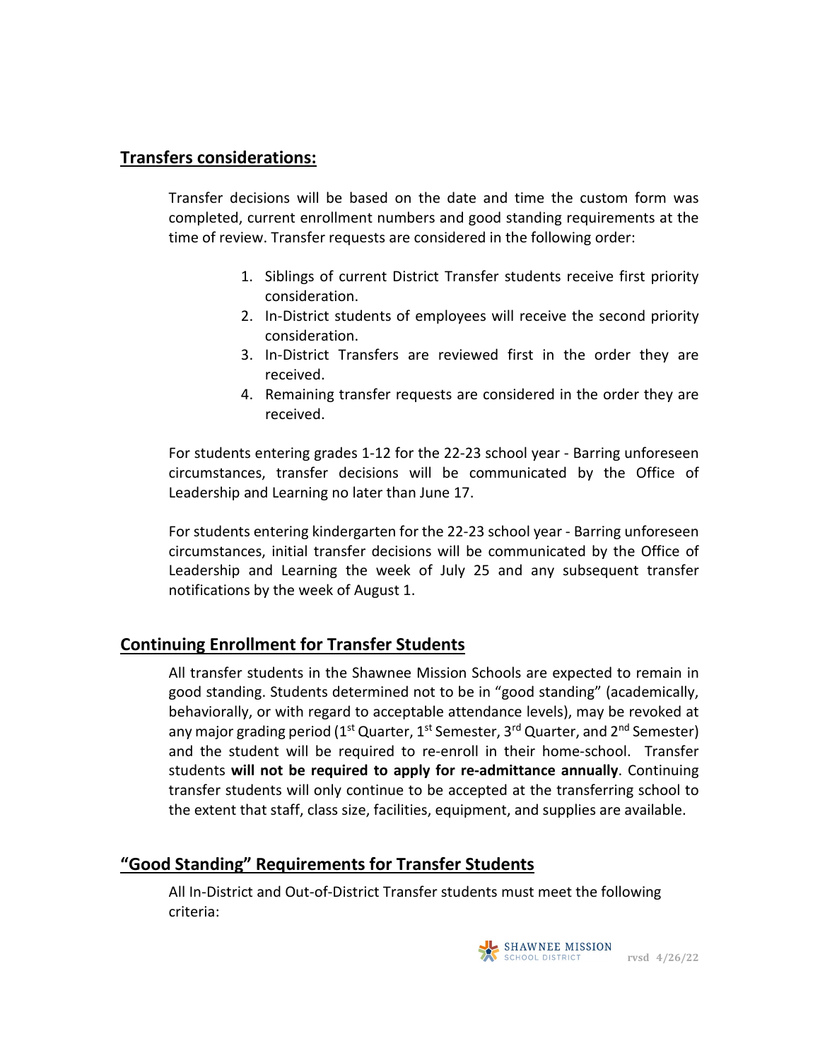## Transfers considerations:

Transfer decisions will be based on the date and time the custom form was completed, current enrollment numbers and good standing requirements at the time of review. Transfer requests are considered in the following order:

1. Siblings of current District Transfer students receive first priority consideration.
2. In-District students of employees will receive the second priority consideration.
3. In-District Transfers are reviewed first in the order they are received.
4. Remaining transfer requests are considered in the order they are received.

For students entering grades 1-12 for the 22-23 school year - Barring unforeseen circumstances, transfer decisions will be communicated by the Office of Leadership and Learning no later than June 17.

For students entering kindergarten for the 22-23 school year - Barring unforeseen circumstances, initial transfer decisions will be communicated by the Office of Leadership and Learning the week of July 25 and any subsequent transfer notifications by the week of August 1.

## Continuing Enrollment for Transfer Students

All transfer students in the Shawnee Mission Schools are expected to remain in good standing. Students determined not to be in "good standing" (academically, behaviorally, or with regard to acceptable attendance levels), may be revoked at any major grading period (1st Quarter, 1st Semester, 3rd Quarter, and 2nd Semester) and the student will be required to re-enroll in their home-school. Transfer students **will not be required to apply for re-admittance annually**. Continuing transfer students will only continue to be accepted at the transferring school to the extent that staff, class size, facilities, equipment, and supplies are available.

## "Good Standing" Requirements for Transfer Students

All In-District and Out-of-District Transfer students must meet the following criteria: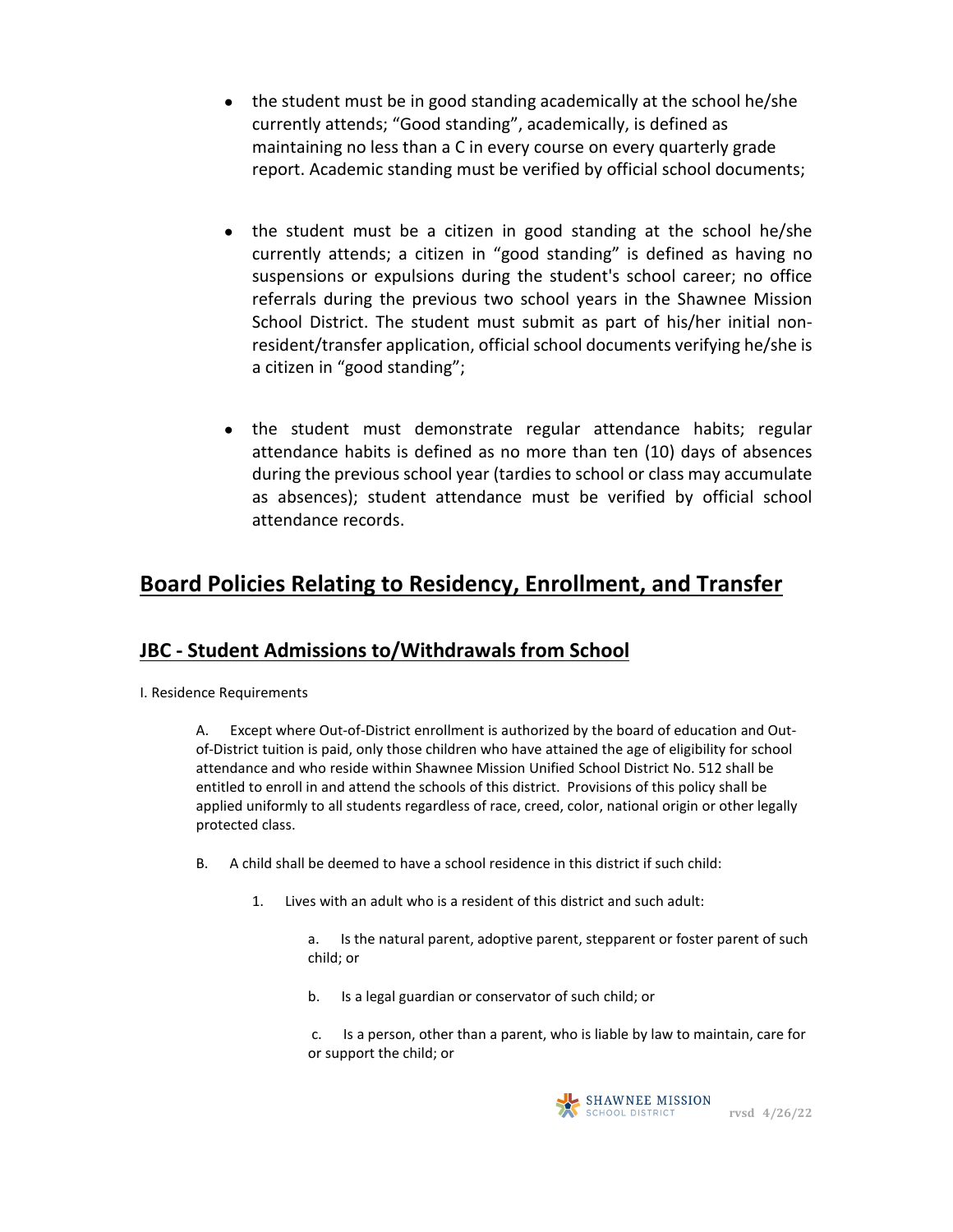- the student must be in good standing academically at the school he/she currently attends; "Good standing", academically, is defined as maintaining no less than a C in every course on every quarterly grade report. Academic standing must be verified by official school documents;

- the student must be a citizen in good standing at the school he/she currently attends; a citizen in "good standing" is defined as having no suspensions or expulsions during the student's school career; no office referrals during the previous two school years in the Shawnee Mission School District. The student must submit as part of his/her initial non-resident/transfer application, official school documents verifying he/she is a citizen in "good standing";

- the student must demonstrate regular attendance habits; regular attendance habits is defined as no more than ten (10) days of absences during the previous school year (tardies to school or class may accumulate as absences); student attendance must be verified by official school attendance records.

# Board Policies Relating to Residency, Enrollment, and Transfer

## JBC - Student Admissions to/Withdrawals from School

I. Residence Requirements

A. Except where Out-of-District enrollment is authorized by the board of education and Out-of-District tuition is paid, only those children who have attained the age of eligibility for school attendance and who reside within Shawnee Mission Unified School District No. 512 shall be entitled to enroll in and attend the schools of this district. Provisions of this policy shall be applied uniformly to all students regardless of race, creed, color, national origin or other legally protected class.

B. A child shall be deemed to have a school residence in this district if such child:

1. Lives with an adult who is a resident of this district and such adult:

   a. Is the natural parent, adoptive parent, stepparent or foster parent of such child; or

   b. Is a legal guardian or conservator of such child; or

   c. Is a person, other than a parent, who is liable by law to maintain, care for or support the child; or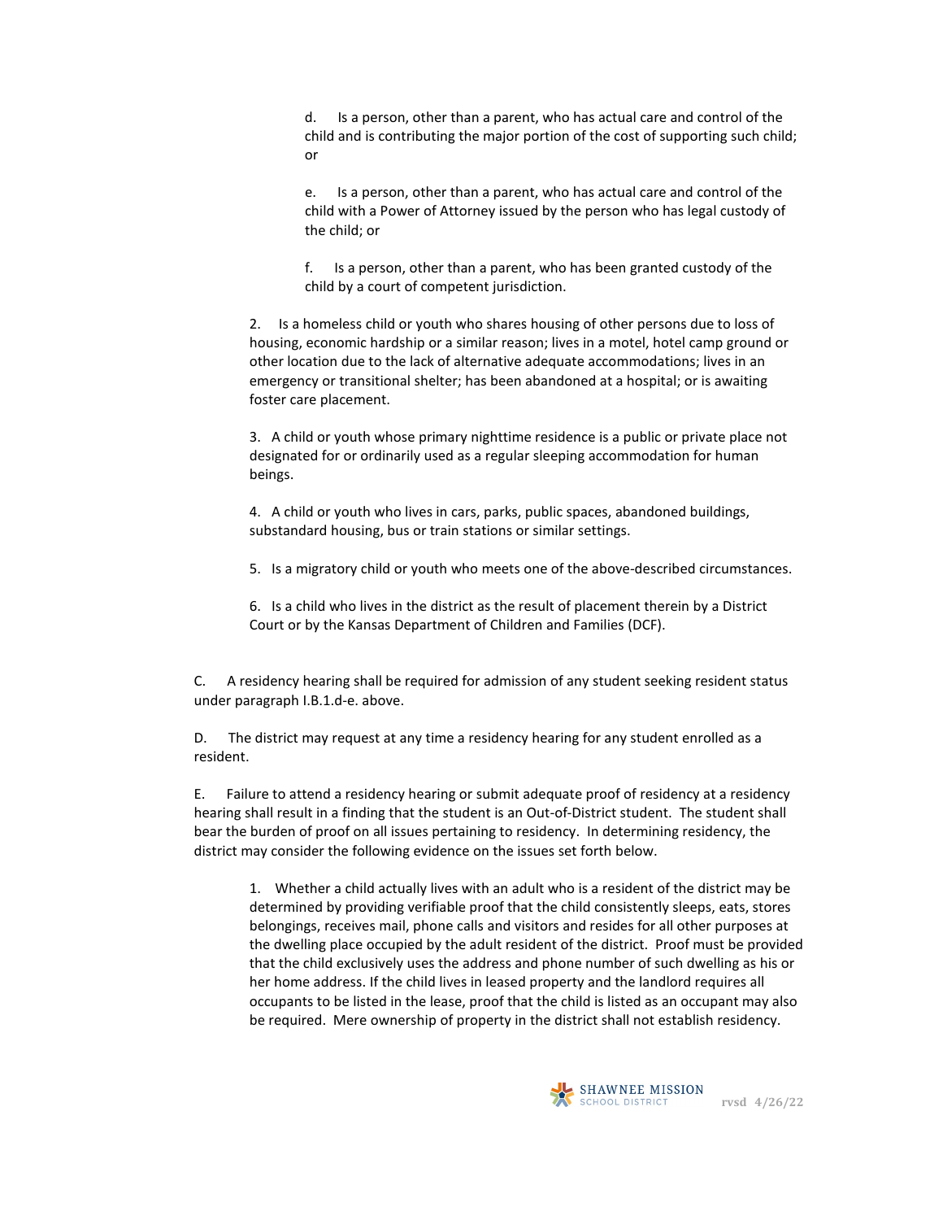d. Is a person, other than a parent, who has actual care and control of the child and is contributing the major portion of the cost of supporting such child; or

e. Is a person, other than a parent, who has actual care and control of the child with a Power of Attorney issued by the person who has legal custody of the child; or

f. Is a person, other than a parent, who has been granted custody of the child by a court of competent jurisdiction.

2. Is a homeless child or youth who shares housing of other persons due to loss of housing, economic hardship or a similar reason; lives in a motel, hotel camp ground or other location due to the lack of alternative adequate accommodations; lives in an emergency or transitional shelter; has been abandoned at a hospital; or is awaiting foster care placement.

3. A child or youth whose primary nighttime residence is a public or private place not designated for or ordinarily used as a regular sleeping accommodation for human beings.

4. A child or youth who lives in cars, parks, public spaces, abandoned buildings, substandard housing, bus or train stations or similar settings.

5. Is a migratory child or youth who meets one of the above-described circumstances.

6. Is a child who lives in the district as the result of placement therein by a District Court or by the Kansas Department of Children and Families (DCF).

C. A residency hearing shall be required for admission of any student seeking resident status under paragraph I.B.1.d-e. above.

D. The district may request at any time a residency hearing for any student enrolled as a resident.

E. Failure to attend a residency hearing or submit adequate proof of residency at a residency hearing shall result in a finding that the student is an Out-of-District student. The student shall bear the burden of proof on all issues pertaining to residency. In determining residency, the district may consider the following evidence on the issues set forth below.

1. Whether a child actually lives with an adult who is a resident of the district may be determined by providing verifiable proof that the child consistently sleeps, eats, stores belongings, receives mail, phone calls and visitors and resides for all other purposes at the dwelling place occupied by the adult resident of the district. Proof must be provided that the child exclusively uses the address and phone number of such dwelling as his or her home address. If the child lives in leased property and the landlord requires all occupants to be listed in the lease, proof that the child is listed as an occupant may also be required. Mere ownership of property in the district shall not establish residency.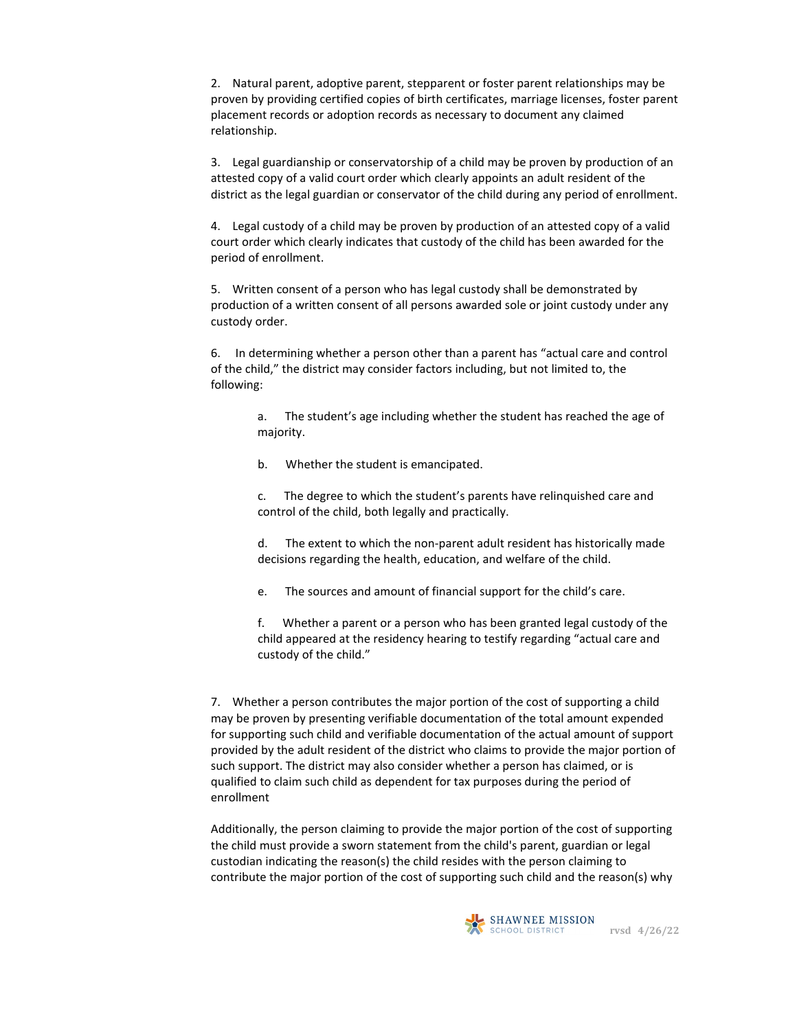2. Natural parent, adoptive parent, stepparent or foster parent relationships may be proven by providing certified copies of birth certificates, marriage licenses, foster parent placement records or adoption records as necessary to document any claimed relationship.

3. Legal guardianship or conservatorship of a child may be proven by production of an attested copy of a valid court order which clearly appoints an adult resident of the district as the legal guardian or conservator of the child during any period of enrollment.

4. Legal custody of a child may be proven by production of an attested copy of a valid court order which clearly indicates that custody of the child has been awarded for the period of enrollment.

5. Written consent of a person who has legal custody shall be demonstrated by production of a written consent of all persons awarded sole or joint custody under any custody order.

6. In determining whether a person other than a parent has "actual care and control of the child," the district may consider factors including, but not limited to, the following:

   a. The student's age including whether the student has reached the age of majority.

   b. Whether the student is emancipated.

   c. The degree to which the student's parents have relinquished care and control of the child, both legally and practically.

   d. The extent to which the non-parent adult resident has historically made decisions regarding the health, education, and welfare of the child.

   e. The sources and amount of financial support for the child's care.

   f. Whether a parent or a person who has been granted legal custody of the child appeared at the residency hearing to testify regarding "actual care and custody of the child."

7. Whether a person contributes the major portion of the cost of supporting a child may be proven by presenting verifiable documentation of the total amount expended for supporting such child and verifiable documentation of the actual amount of support provided by the adult resident of the district who claims to provide the major portion of such support. The district may also consider whether a person has claimed, or is qualified to claim such child as dependent for tax purposes during the period of enrollment

Additionally, the person claiming to provide the major portion of the cost of supporting the child must provide a sworn statement from the child's parent, guardian or legal custodian indicating the reason(s) the child resides with the person claiming to contribute the major portion of the cost of supporting such child and the reason(s) why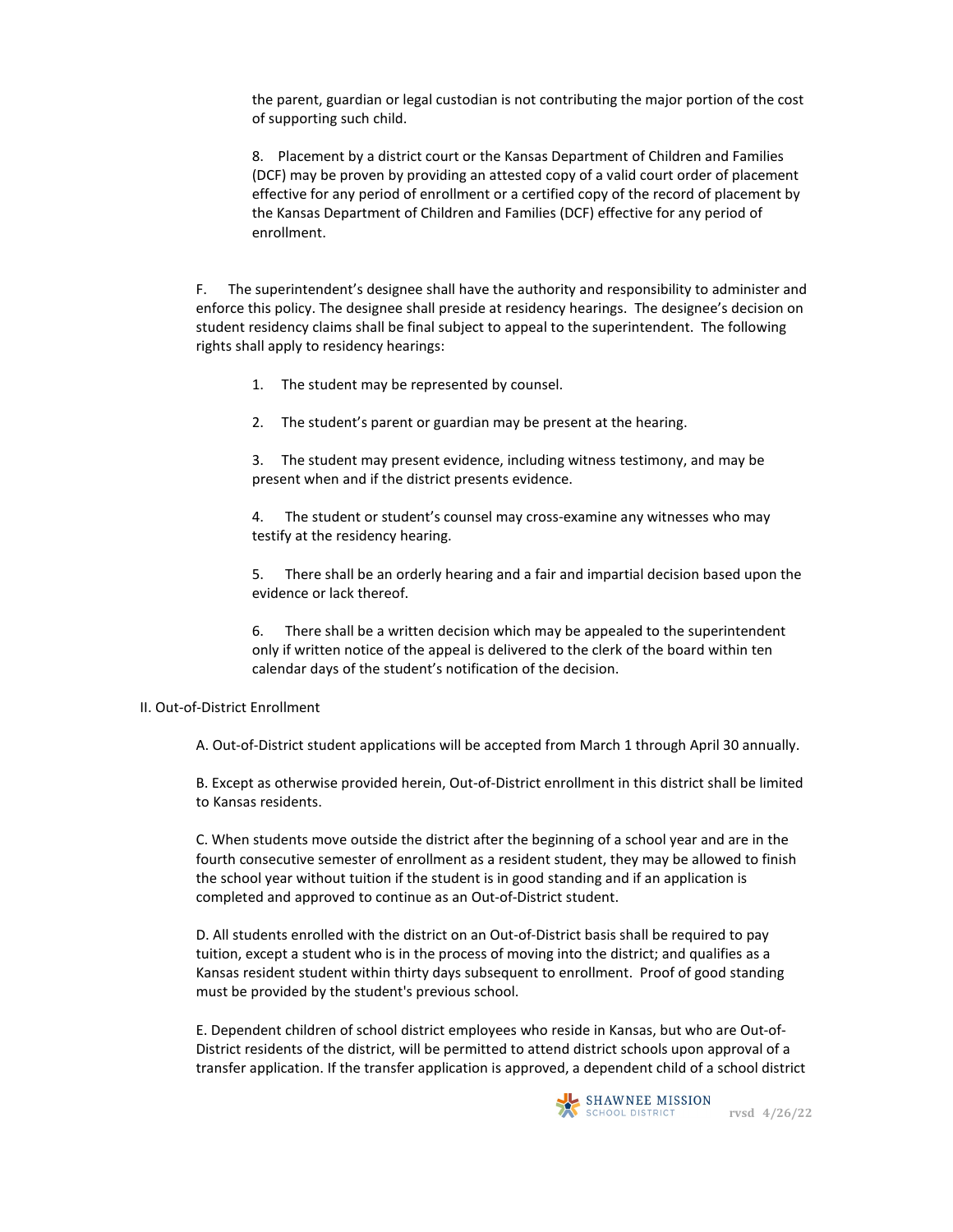the parent, guardian or legal custodian is not contributing the major portion of the cost of supporting such child.

8. Placement by a district court or the Kansas Department of Children and Families (DCF) may be proven by providing an attested copy of a valid court order of placement effective for any period of enrollment or a certified copy of the record of placement by the Kansas Department of Children and Families (DCF) effective for any period of enrollment.

F. The superintendent's designee shall have the authority and responsibility to administer and enforce this policy. The designee shall preside at residency hearings. The designee's decision on student residency claims shall be final subject to appeal to the superintendent. The following rights shall apply to residency hearings:

1. The student may be represented by counsel.

2. The student's parent or guardian may be present at the hearing.

3. The student may present evidence, including witness testimony, and may be present when and if the district presents evidence.

4. The student or student's counsel may cross-examine any witnesses who may testify at the residency hearing.

5. There shall be an orderly hearing and a fair and impartial decision based upon the evidence or lack thereof.

6. There shall be a written decision which may be appealed to the superintendent only if written notice of the appeal is delivered to the clerk of the board within ten calendar days of the student's notification of the decision.

II. Out-of-District Enrollment

A. Out-of-District student applications will be accepted from March 1 through April 30 annually.

B. Except as otherwise provided herein, Out-of-District enrollment in this district shall be limited to Kansas residents.

C. When students move outside the district after the beginning of a school year and are in the fourth consecutive semester of enrollment as a resident student, they may be allowed to finish the school year without tuition if the student is in good standing and if an application is completed and approved to continue as an Out-of-District student.

D. All students enrolled with the district on an Out-of-District basis shall be required to pay tuition, except a student who is in the process of moving into the district; and qualifies as a Kansas resident student within thirty days subsequent to enrollment. Proof of good standing must be provided by the student's previous school.

E. Dependent children of school district employees who reside in Kansas, but who are Out-of-District residents of the district, will be permitted to attend district schools upon approval of a transfer application. If the transfer application is approved, a dependent child of a school district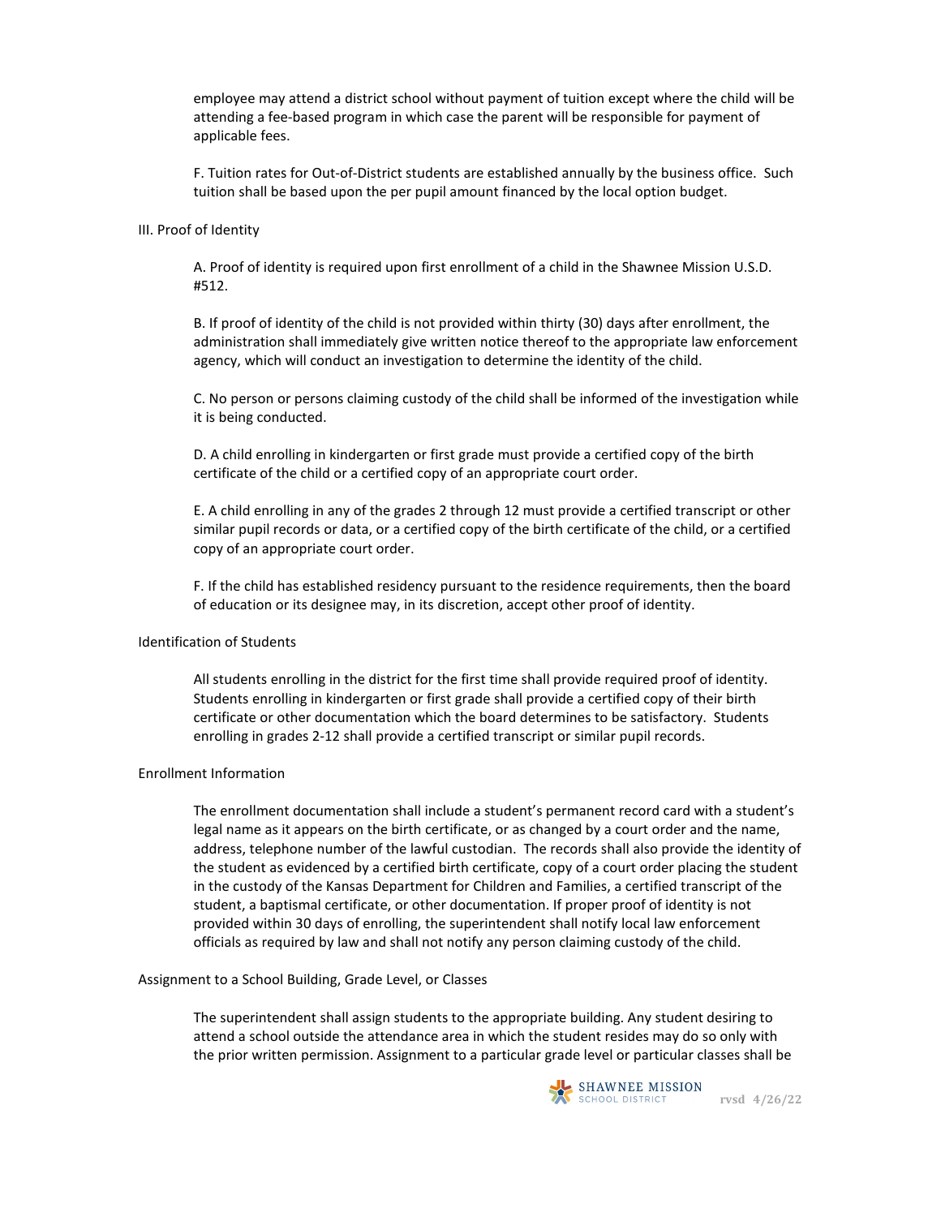employee may attend a district school without payment of tuition except where the child will be attending a fee-based program in which case the parent will be responsible for payment of applicable fees.

F. Tuition rates for Out-of-District students are established annually by the business office. Such tuition shall be based upon the per pupil amount financed by the local option budget.

III. Proof of Identity

A. Proof of identity is required upon first enrollment of a child in the Shawnee Mission U.S.D. #512.

B. If proof of identity of the child is not provided within thirty (30) days after enrollment, the administration shall immediately give written notice thereof to the appropriate law enforcement agency, which will conduct an investigation to determine the identity of the child.

C. No person or persons claiming custody of the child shall be informed of the investigation while it is being conducted.

D. A child enrolling in kindergarten or first grade must provide a certified copy of the birth certificate of the child or a certified copy of an appropriate court order.

E. A child enrolling in any of the grades 2 through 12 must provide a certified transcript or other similar pupil records or data, or a certified copy of the birth certificate of the child, or a certified copy of an appropriate court order.

F. If the child has established residency pursuant to the residence requirements, then the board of education or its designee may, in its discretion, accept other proof of identity.

Identification of Students

All students enrolling in the district for the first time shall provide required proof of identity. Students enrolling in kindergarten or first grade shall provide a certified copy of their birth certificate or other documentation which the board determines to be satisfactory. Students enrolling in grades 2-12 shall provide a certified transcript or similar pupil records.

Enrollment Information

The enrollment documentation shall include a student's permanent record card with a student's legal name as it appears on the birth certificate, or as changed by a court order and the name, address, telephone number of the lawful custodian. The records shall also provide the identity of the student as evidenced by a certified birth certificate, copy of a court order placing the student in the custody of the Kansas Department for Children and Families, a certified transcript of the student, a baptismal certificate, or other documentation. If proper proof of identity is not provided within 30 days of enrolling, the superintendent shall notify local law enforcement officials as required by law and shall not notify any person claiming custody of the child.

Assignment to a School Building, Grade Level, or Classes

The superintendent shall assign students to the appropriate building. Any student desiring to attend a school outside the attendance area in which the student resides may do so only with the prior written permission. Assignment to a particular grade level or particular classes shall be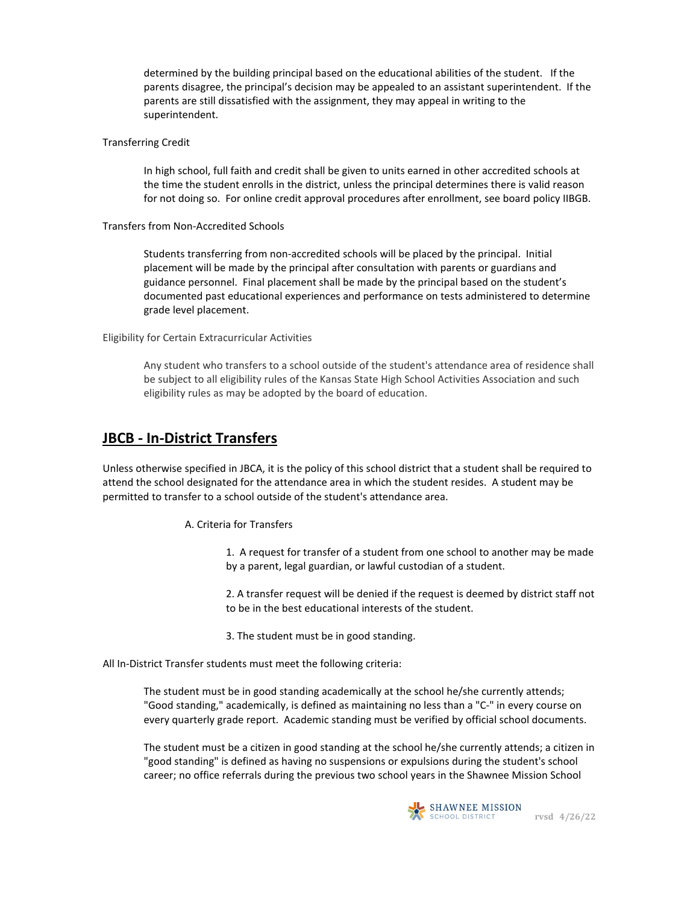determined by the building principal based on the educational abilities of the student. If the parents disagree, the principal's decision may be appealed to an assistant superintendent. If the parents are still dissatisfied with the assignment, they may appeal in writing to the superintendent.

Transferring Credit

In high school, full faith and credit shall be given to units earned in other accredited schools at the time the student enrolls in the district, unless the principal determines there is valid reason for not doing so. For online credit approval procedures after enrollment, see board policy IIBGB.

Transfers from Non-Accredited Schools

Students transferring from non-accredited schools will be placed by the principal. Initial placement will be made by the principal after consultation with parents or guardians and guidance personnel. Final placement shall be made by the principal based on the student's documented past educational experiences and performance on tests administered to determine grade level placement.

Eligibility for Certain Extracurricular Activities

Any student who transfers to a school outside of the student's attendance area of residence shall be subject to all eligibility rules of the Kansas State High School Activities Association and such eligibility rules as may be adopted by the board of education.

## JBCB - In-District Transfers

Unless otherwise specified in JBCA, it is the policy of this school district that a student shall be required to attend the school designated for the attendance area in which the student resides. A student may be permitted to transfer to a school outside of the student's attendance area.

A. Criteria for Transfers

1. A request for transfer of a student from one school to another may be made by a parent, legal guardian, or lawful custodian of a student.

2. A transfer request will be denied if the request is deemed by district staff not to be in the best educational interests of the student.

3. The student must be in good standing.

All In-District Transfer students must meet the following criteria:

The student must be in good standing academically at the school he/she currently attends; "Good standing," academically, is defined as maintaining no less than a "C-" in every course on every quarterly grade report. Academic standing must be verified by official school documents.

The student must be a citizen in good standing at the school he/she currently attends; a citizen in "good standing" is defined as having no suspensions or expulsions during the student's school career; no office referrals during the previous two school years in the Shawnee Mission School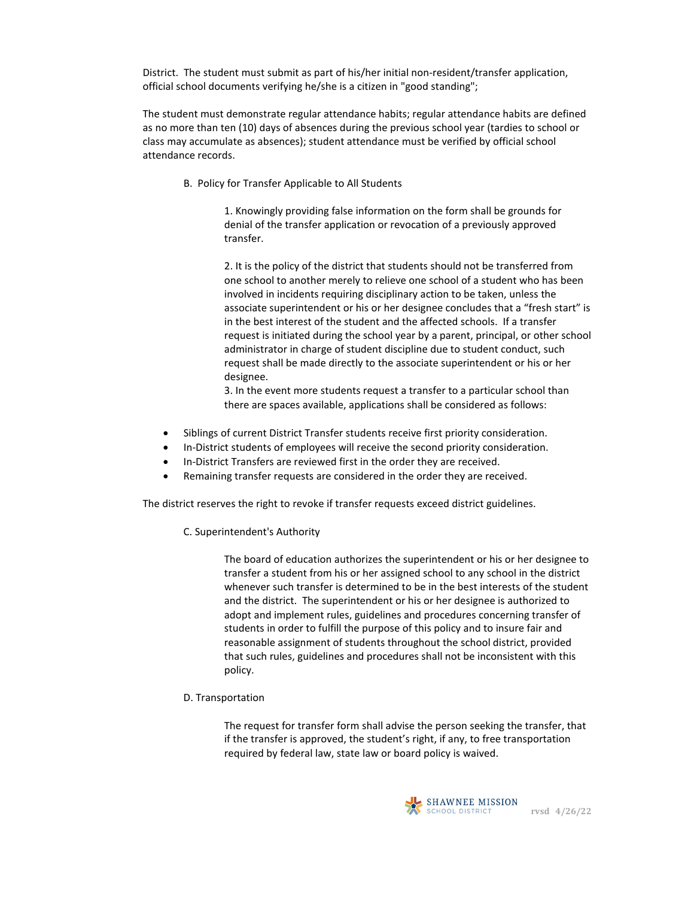District. The student must submit as part of his/her initial non-resident/transfer application, official school documents verifying he/she is a citizen in "good standing";

The student must demonstrate regular attendance habits; regular attendance habits are defined as no more than ten (10) days of absences during the previous school year (tardies to school or class may accumulate as absences); student attendance must be verified by official school attendance records.

B. Policy for Transfer Applicable to All Students

1. Knowingly providing false information on the form shall be grounds for denial of the transfer application or revocation of a previously approved transfer.

2. It is the policy of the district that students should not be transferred from one school to another merely to relieve one school of a student who has been involved in incidents requiring disciplinary action to be taken, unless the associate superintendent or his or her designee concludes that a "fresh start" is in the best interest of the student and the affected schools. If a transfer request is initiated during the school year by a parent, principal, or other school administrator in charge of student discipline due to student conduct, such request shall be made directly to the associate superintendent or his or her designee.

3. In the event more students request a transfer to a particular school than there are spaces available, applications shall be considered as follows:

- Siblings of current District Transfer students receive first priority consideration.
- In-District students of employees will receive the second priority consideration.
- In-District Transfers are reviewed first in the order they are received.
- Remaining transfer requests are considered in the order they are received.

The district reserves the right to revoke if transfer requests exceed district guidelines.

C. Superintendent's Authority

The board of education authorizes the superintendent or his or her designee to transfer a student from his or her assigned school to any school in the district whenever such transfer is determined to be in the best interests of the student and the district. The superintendent or his or her designee is authorized to adopt and implement rules, guidelines and procedures concerning transfer of students in order to fulfill the purpose of this policy and to insure fair and reasonable assignment of students throughout the school district, provided that such rules, guidelines and procedures shall not be inconsistent with this policy.

D. Transportation

The request for transfer form shall advise the person seeking the transfer, that if the transfer is approved, the student's right, if any, to free transportation required by federal law, state law or board policy is waived.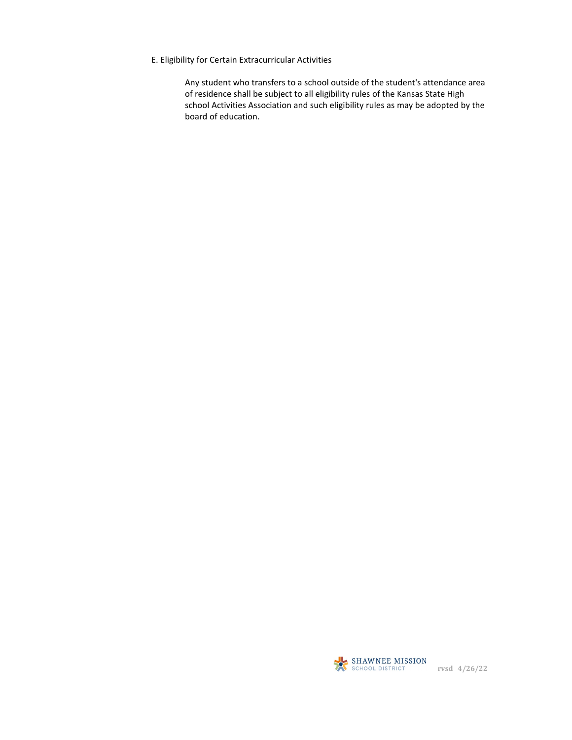E. Eligibility for Certain Extracurricular Activities

Any student who transfers to a school outside of the student's attendance area of residence shall be subject to all eligibility rules of the Kansas State High school Activities Association and such eligibility rules as may be adopted by the board of education.